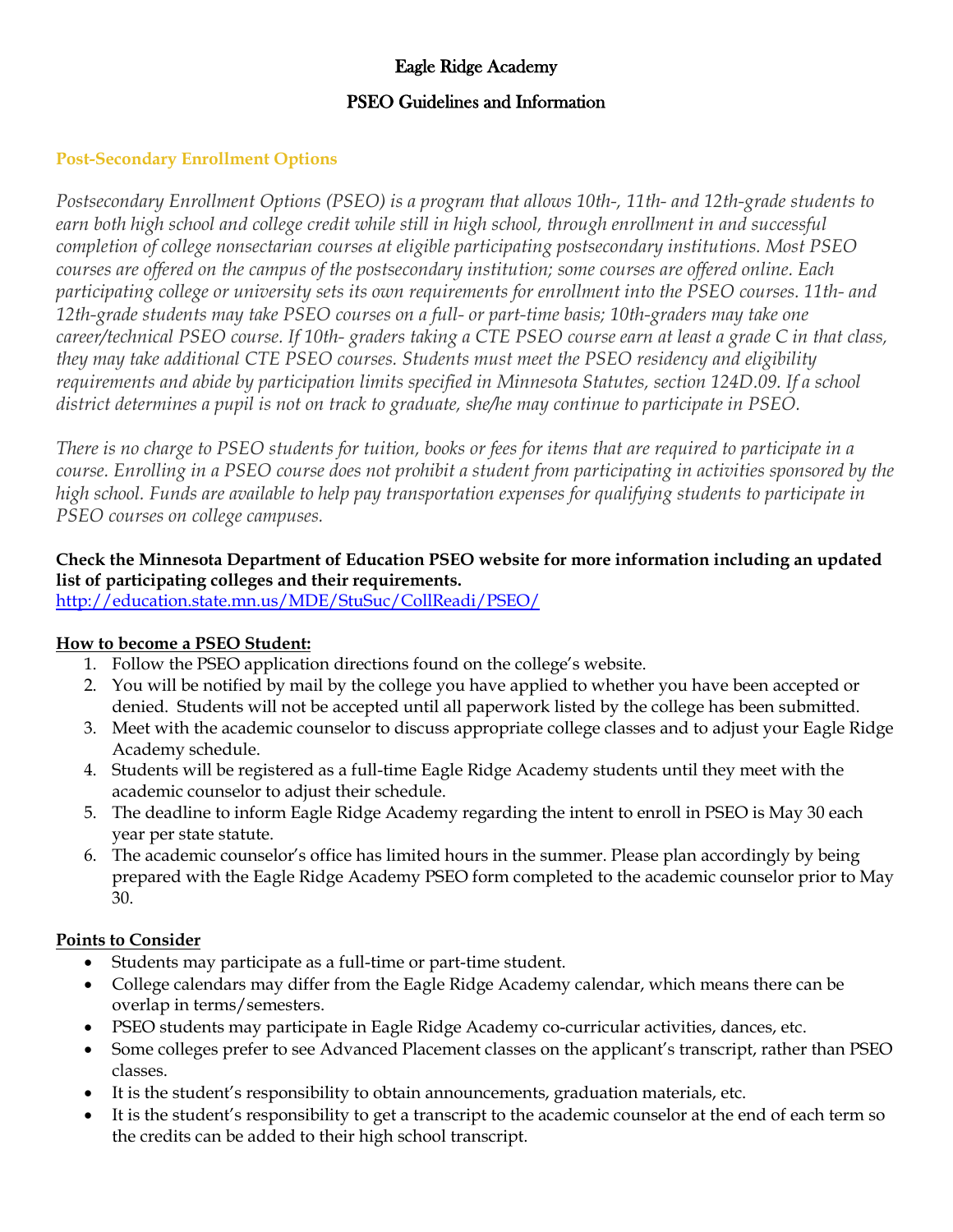# Eagle Ridge Academy

## PSEO Guidelines and Information

### Post-Secondary Enrollment Options

*Postsecondary Enrollment Options (PSEO) is a program that allows 10th-, 11th- and 12th-grade students to earn both high school and college credit while still in high school, through enrollment in and successful completion of college nonsectarian courses at eligible participating postsecondary institutions. Most PSEO courses are offered on the campus of the postsecondary institution; some courses are offered online. Each participating college or university sets its own requirements for enrollment into the PSEO courses. 11th- and 12th-grade students may take PSEO courses on a full- or part-time basis; 10th-graders may take one career/technical PSEO course. If 10th- graders taking a CTE PSEO course earn at least a grade C in that class, they may take additional CTE PSEO courses. Students must meet the PSEO residency and eligibility requirements and abide by participation limits specified in Minnesota Statutes, section 124D.09. If a school district determines a pupil is not on track to graduate, she/he may continue to participate in PSEO.*

*There is no charge to PSEO students for tuition, books or fees for items that are required to participate in a course. Enrolling in a PSEO course does not prohibit a student from participating in activities sponsored by the high school. Funds are available to help pay transportation expenses for qualifying students to participate in PSEO courses on college campuses.*

**Check the Minnesota Department of Education PSEO website for more information including an updated list of participating colleges and their requirements.**
http://education.state.mn.us/MDE/StuSuc/CollReadi/PSEO/

**How to become a PSEO Student:**

1. Follow the PSEO application directions found on the college's website.
2. You will be notified by mail by the college you have applied to whether you have been accepted or denied. Students will not be accepted until all paperwork listed by the college has been submitted.
3. Meet with the academic counselor to discuss appropriate college classes and to adjust your Eagle Ridge Academy schedule.
4. Students will be registered as a full-time Eagle Ridge Academy students until they meet with the academic counselor to adjust their schedule.
5. The deadline to inform Eagle Ridge Academy regarding the intent to enroll in PSEO is May 30 each year per state statute.
6. The academic counselor's office has limited hours in the summer. Please plan accordingly by being prepared with the Eagle Ridge Academy PSEO form completed to the academic counselor prior to May 30.

**Points to Consider**

- Students may participate as a full-time or part-time student.
- College calendars may differ from the Eagle Ridge Academy calendar, which means there can be overlap in terms/semesters.
- PSEO students may participate in Eagle Ridge Academy co-curricular activities, dances, etc.
- Some colleges prefer to see Advanced Placement classes on the applicant's transcript, rather than PSEO classes.
- It is the student's responsibility to obtain announcements, graduation materials, etc.
- It is the student's responsibility to get a transcript to the academic counselor at the end of each term so the credits can be added to their high school transcript.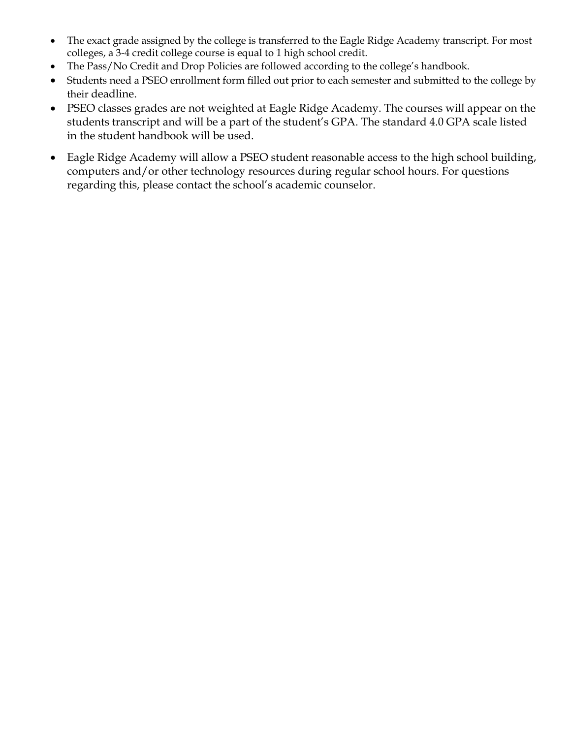- The exact grade assigned by the college is transferred to the Eagle Ridge Academy transcript. For most colleges, a 3-4 credit college course is equal to 1 high school credit.
- The Pass/No Credit and Drop Policies are followed according to the college's handbook.
- Students need a PSEO enrollment form filled out prior to each semester and submitted to the college by their deadline.
- PSEO classes grades are not weighted at Eagle Ridge Academy. The courses will appear on the students transcript and will be a part of the student's GPA. The standard 4.0 GPA scale listed in the student handbook will be used.
- Eagle Ridge Academy will allow a PSEO student reasonable access to the high school building, computers and/or other technology resources during regular school hours. For questions regarding this, please contact the school's academic counselor.